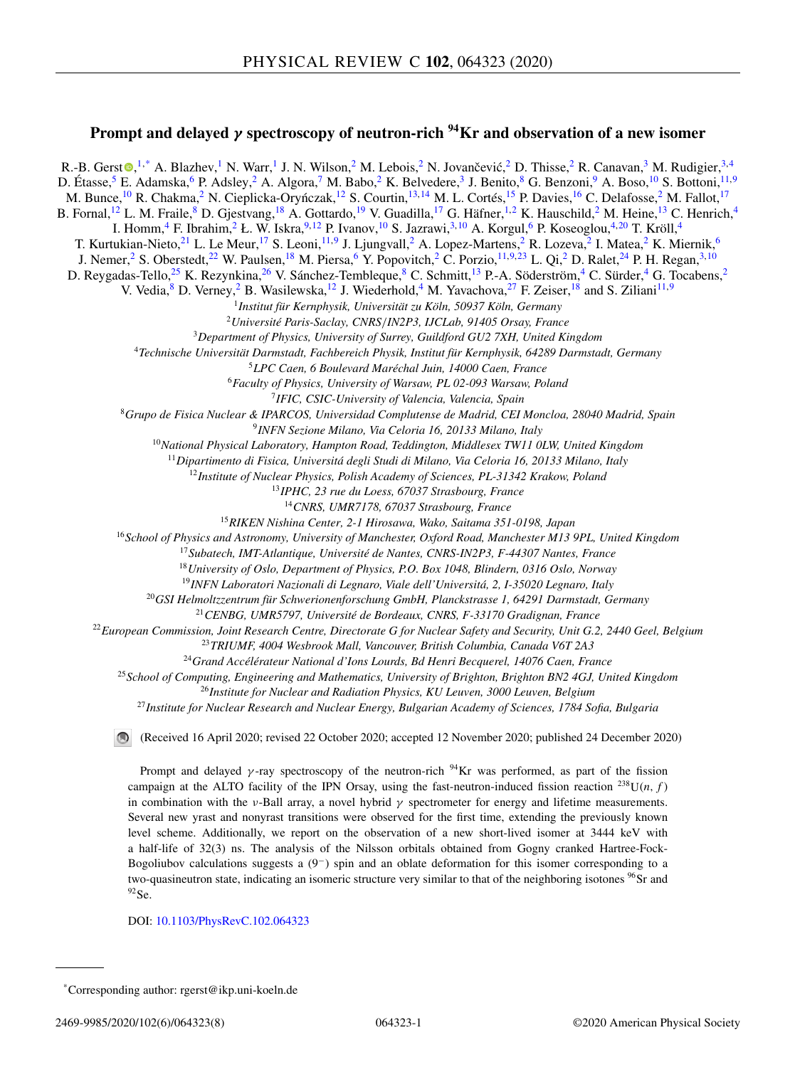# Prompt and delayed $\gamma$ spectroscopy of neutron-rich $^{94}$Kr and observation of a new isomer

R.-B. Gerst,[1,*] A. Blazhev,[1] N. Warr,[1] J. N. Wilson,[2] M. Lebois,[2] N. Jovančević,[2] D. Thisse,[2] R. Canavan,[3] M. Rudigier,[3,4] D. Étasse,[5] E. Adamska,[6] P. Adsley,[2] A. Algora,[7] M. Babo,[2] K. Belvedere,[3] J. Benito,[8] G. Benzoni,[9] A. Boso,[10] S. Bottoni,[11,9] M. Bunce,[10] R. Chakma,[2] N. Cieplicka-Oryńczak,[12] S. Courtin,[13,14] M. L. Cortés,[15] P. Davies,[16] C. Delafosse,[2] M. Fallot,[17] B. Fornal,[12] L. M. Fraile,[8] D. Gjestvang,[18] A. Gottardo,[19] V. Guadilla,[17] G. Häfner,[1,2] K. Hauschild,[2] M. Heine,[13] C. Henrich,[4] I. Homm,[4] F. Ibrahim,[2] Ł. W. Iskra,[9,12] P. Ivanov,[10] S. Jazrawi,[3,10] A. Korgul,[6] P. Koseoglou,[4,20] T. Kröll,[4] T. Kurtukian-Nieto,[21] L. Le Meur,[17] S. Leoni,[11,9] J. Ljungvall,[2] A. Lopez-Martens,[2] R. Lozeva,[2] I. Matea,[2] K. Miernik,[6] J. Nemer,[2] S. Oberstedt,[22] W. Paulsen,[18] M. Piersa,[6] Y. Popovitch,[2] C. Porzio,[11,9,23] L. Qi,[2] D. Ralet,[24] P. H. Regan,[3,10] D. Reygadas-Tello,[25] K. Rezynkina,[26] V. Sánchez-Tembleque,[8] C. Schmitt,[13] P.-A. Söderström,[4] C. Sürder,[4] G. Tocabens,[2] V. Vedia,[8] D. Verney,[2] B. Wasilewska,[12] J. Wiederhold,[4] M. Yavachova,[27] F. Zeiser,[18] and S. Ziliani[11,9]

[1] *Institut für Kernphysik, Universität zu Köln, 50937 Köln, Germany*
[2] *Université Paris-Saclay, CNRS/IN2P3, IJCLab, 91405 Orsay, France*
[3] *Department of Physics, University of Surrey, Guildford GU2 7XH, United Kingdom*
[4] *Technische Universität Darmstadt, Fachbereich Physik, Institut für Kernphysik, 64289 Darmstadt, Germany*
[5] *LPC Caen, 6 Boulevard Maréchal Juin, 14000 Caen, France*
[6] *Faculty of Physics, University of Warsaw, PL 02-093 Warsaw, Poland*
[7] *IFIC, CSIC-University of Valencia, Valencia, Spain*
[8] *Grupo de Fisica Nuclear & IPARCOS, Universidad Complutense de Madrid, CEI Moncloa, 28040 Madrid, Spain*
[9] *INFN Sezione Milano, Via Celoria 16, 20133 Milano, Italy*
[10] *National Physical Laboratory, Hampton Road, Teddington, Middlesex TW11 0LW, United Kingdom*
[11] *Dipartimento di Fisica, Universitá degli Studi di Milano, Via Celoria 16, 20133 Milano, Italy*
[12] *Institute of Nuclear Physics, Polish Academy of Sciences, PL-31342 Krakow, Poland*
[13] *IPHC, 23 rue du Loess, 67037 Strasbourg, France*
[14] *CNRS, UMR7178, 67037 Strasbourg, France*
[15] *RIKEN Nishina Center, 2-1 Hirosawa, Wako, Saitama 351-0198, Japan*
[16] *School of Physics and Astronomy, University of Manchester, Oxford Road, Manchester M13 9PL, United Kingdom*
[17] *Subatech, IMT-Atlantique, Université de Nantes, CNRS-IN2P3, F-44307 Nantes, France*
[18] *University of Oslo, Department of Physics, P.O. Box 1048, Blindern, 0316 Oslo, Norway*
[19] *INFN Laboratori Nazionali di Legnaro, Viale dell'Universitá, 2, I-35020 Legnaro, Italy*
[20] *GSI Helmoltzzentrum für Schwerionenforschung GmbH, Planckstrasse 1, 64291 Darmstadt, Germany*
[21] *CENBG, UMR5797, Université de Bordeaux, CNRS, F-33170 Gradignan, France*
[22] *European Commission, Joint Research Centre, Directorate G for Nuclear Safety and Security, Unit G.2, 2440 Geel, Belgium*
[23] *TRIUMF, 4004 Wesbrook Mall, Vancouver, British Columbia, Canada V6T 2A3*
[24] *Grand Accélérateur National d'Ions Lourds, Bd Henri Becquerel, 14076 Caen, France*
[25] *School of Computing, Engineering and Mathematics, University of Brighton, Brighton BN2 4GJ, United Kingdom*
[26] *Institute for Nuclear and Radiation Physics, KU Leuven, 3000 Leuven, Belgium*
[27] *Institute for Nuclear Research and Nuclear Energy, Bulgarian Academy of Sciences, 1784 Sofia, Bulgaria*

(Received 16 April 2020; revised 22 October 2020; accepted 12 November 2020; published 24 December 2020)

Prompt and delayed $\gamma$-ray spectroscopy of the neutron-rich $^{94}$Kr was performed, as part of the fission campaign at the ALTO facility of the IPN Orsay, using the fast-neutron-induced fission reaction $^{238}$U($n$, $f$) in combination with the $\nu$-Ball array, a novel hybrid $\gamma$ spectrometer for energy and lifetime measurements. Several new yrast and nonyrast transitions were observed for the first time, extending the previously known level scheme. Additionally, we report on the observation of a new short-lived isomer at 3444 keV with a half-life of 32(3) ns. The analysis of the Nilsson orbitals obtained from Gogny cranked Hartree-Fock-Bogoliubov calculations suggests a $(9^-)$ spin and an oblate deformation for this isomer corresponding to a two-quasineutron state, indicating an isomeric structure very similar to that of the neighboring isotopes $^{96}$Sr and $^{92}$Se.

DOI: 10.1103/PhysRevC.102.064323

*Corresponding author: rgerst@ikp.uni-koeln.de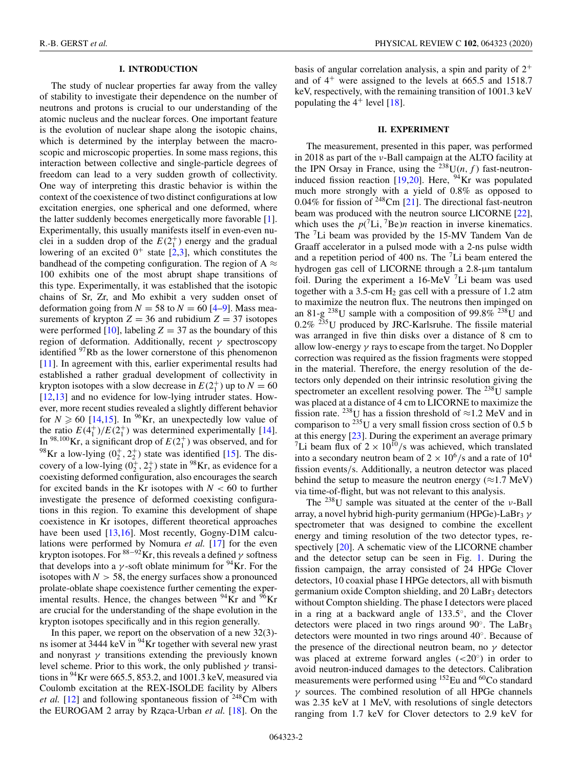## I. INTRODUCTION

The study of nuclear properties far away from the valley of stability to investigate their dependence on the number of neutrons and protons is crucial to our understanding of the atomic nucleus and the nuclear forces. One important feature is the evolution of nuclear shape along the isotopic chains, which is determined by the interplay between the macroscopic and microscopic properties. In some mass regions, this interaction between collective and single-particle degrees of freedom can lead to a very sudden growth of collectivity. One way of interpreting this drastic behavior is within the context of the coexistence of two distinct configurations at low excitation energies, one spherical and one deformed, where the latter suddenly becomes energetically more favorable [1]. Experimentally, this usually manifests itself in even-even nuclei in a sudden drop of the $E(2_1^+)$ energy and the gradual lowering of an excited $0^+$ state [2,3], which constitutes the bandhead of the competing configuration. The region of A $\approx$ 100 exhibits one of the most abrupt shape transitions of this type. Experimentally, it was established that the isotopic chains of Sr, Zr, and Mo exhibit a very sudden onset of deformation going from $N = 58$ to $N = 60$ [4–9]. Mass measurements of krypton $Z = 36$ and rubidium $Z = 37$ isotopes were performed [10], labeling $Z = 37$ as the boundary of this region of deformation. Additionally, recent $\gamma$ spectroscopy identified $^{97}$Rb as the lower cornerstone of this phenomenon [11]. In agreement with this, earlier experimental results had established a rather gradual development of collectivity in krypton isotopes with a slow decrease in $E(2_1^+)$ up to $N = 60$ [12,13] and no evidence for low-lying intruder states. However, more recent studies revealed a slightly different behavior for $N \geqslant 60$ [14,15]. In $^{96}$Kr, an unexpectedly low value of the ratio $E(4_1^+)/E(2_1^+)$ was determined experimentally [14]. In $^{98,100}$Kr, a significant drop of $E(2_1^+)$ was observed, and for $^{98}$Kr a low-lying $(0_2^+, 2_2^+)$ state was identified [15]. The discovery of a low-lying $(0_2^+, 2_2^+)$ state in $^{98}$Kr, as evidence for a coexisting deformed configuration, also encourages the search for excited bands in the Kr isotopes with $N < 60$ to further investigate the presence of deformed coexisting configurations in this region. To examine this development of shape coexistence in Kr isotopes, different theoretical approaches have been used [13,16]. Most recently, Gogny-D1M calculations were performed by Nomura *et al.* [17] for the even krypton isotopes. For $^{88-92}$Kr, this reveals a defined $\gamma$ softness that develops into a $\gamma$-soft oblate minimum for $^{94}$Kr. For the isotopes with $N > 58$, the energy surfaces show a pronounced prolate-oblate shape coexistence further cementing the experimental results. Hence, the changes between $^{94}$Kr and $^{96}$Kr are crucial for the understanding of the shape evolution in the krypton isotopes specifically and in this region generally.

In this paper, we report on the observation of a new 32(3)-ns isomer at 3444 keV in $^{94}$Kr together with several new yrast and nonyrast $\gamma$ transitions extending the previously known level scheme. Prior to this work, the only published $\gamma$ transitions in $^{94}$Kr were 665.5, 853.2, and 1001.3 keV, measured via Coulomb excitation at the REX-ISOLDE facility by Albers *et al.* [12] and following spontaneous fission of $^{248}$Cm with the EUROGAM 2 array by Rząca-Urban *et al.* [18]. On the basis of angular correlation analysis, a spin and parity of $2^+$ and of $4^+$ were assigned to the levels at 665.5 and 1518.7 keV, respectively, with the remaining transition of 1001.3 keV populating the $4^+$ level [18].

## II. EXPERIMENT

The measurement, presented in this paper, was performed in 2018 as part of the $\nu$-Ball campaign at the ALTO facility at the IPN Orsay in France, using the $^{238}$U$(n, f)$ fast-neutron-induced fission reaction [19,20]. Here, $^{94}$Kr was populated much more strongly with a yield of 0.8% as opposed to 0.04% for fission of $^{248}$Cm [21]. The directional fast-neutron beam was produced with the neutron source LICORNE [22], which uses the $p(^7\text{Li}, ^7\text{Be})n$ reaction in inverse kinematics. The $^7$Li beam was provided by the 15-MV Tandem Van de Graaff accelerator in a pulsed mode with a 2-ns pulse width and a repetition period of 400 ns. The $^7$Li beam entered the hydrogen gas cell of LICORNE through a 2.8-μm tantalum foil. During the experiment a 16-MeV $^7$Li beam was used together with a 3.5-cm $H_2$ gas cell with a pressure of 1.2 atm to maximize the neutron flux. The neutrons then impinged on an 81-g $^{238}$U sample with a composition of 99.8% $^{238}$U and 0.2% $^{235}$U produced by JRC-Karlsruhe. The fissile material was arranged in five thin disks over a distance of 8 cm to allow low-energy $\gamma$ rays to escape from the target. No Doppler correction was required as the fission fragments were stopped in the material. Therefore, the energy resolution of the detectors only depended on their intrinsic resolution giving the spectrometer an excellent resolving power. The $^{238}$U sample was placed at a distance of 4 cm to LICORNE to maximize the fission rate. $^{238}$U has a fission threshold of $\approx$1.2 MeV and in comparison to $^{235}$U a very small fission cross section of 0.5 b at this energy [23]. During the experiment an average primary $^7$Li beam flux of $2 \times 10^{10}$/s was achieved, which translated into a secondary neutron beam of $2 \times 10^6$/s and a rate of $10^4$ fission events/s. Additionally, a neutron detector was placed behind the setup to measure the neutron energy ($\approx$1.7 MeV) via time-of-flight, but was not relevant to this analysis.

The $^{238}$U sample was situated at the center of the $\nu$-Ball array, a novel hybrid high-purity germanium (HPGe)-LaBr$_3$ $\gamma$ spectrometer that was designed to combine the excellent energy and timing resolution of the two detector types, respectively [20]. A schematic view of the LICORNE chamber and the detector setup can be seen in Fig. 1. During the fission campaign, the array consisted of 24 HPGe Clover detectors, 10 coaxial phase I HPGe detectors, all with bismuth germanium oxide Compton shielding, and 20 LaBr$_3$ detectors without Compton shielding. The phase I detectors were placed in a ring at a backward angle of 133.5°, and the Clover detectors were placed in two rings around 90°. The LaBr$_3$ detectors were mounted in two rings around 40°. Because of the presence of the directional neutron beam, no $\gamma$ detector was placed at extreme forward angles (<20°) in order to avoid neutron-induced damages to the detectors. Calibration measurements were performed using $^{152}$Eu and $^{60}$Co standard $\gamma$ sources. The combined resolution of all HPGe channels was 2.35 keV at 1 MeV, with resolutions of single detectors ranging from 1.7 keV for Clover detectors to 2.9 keV for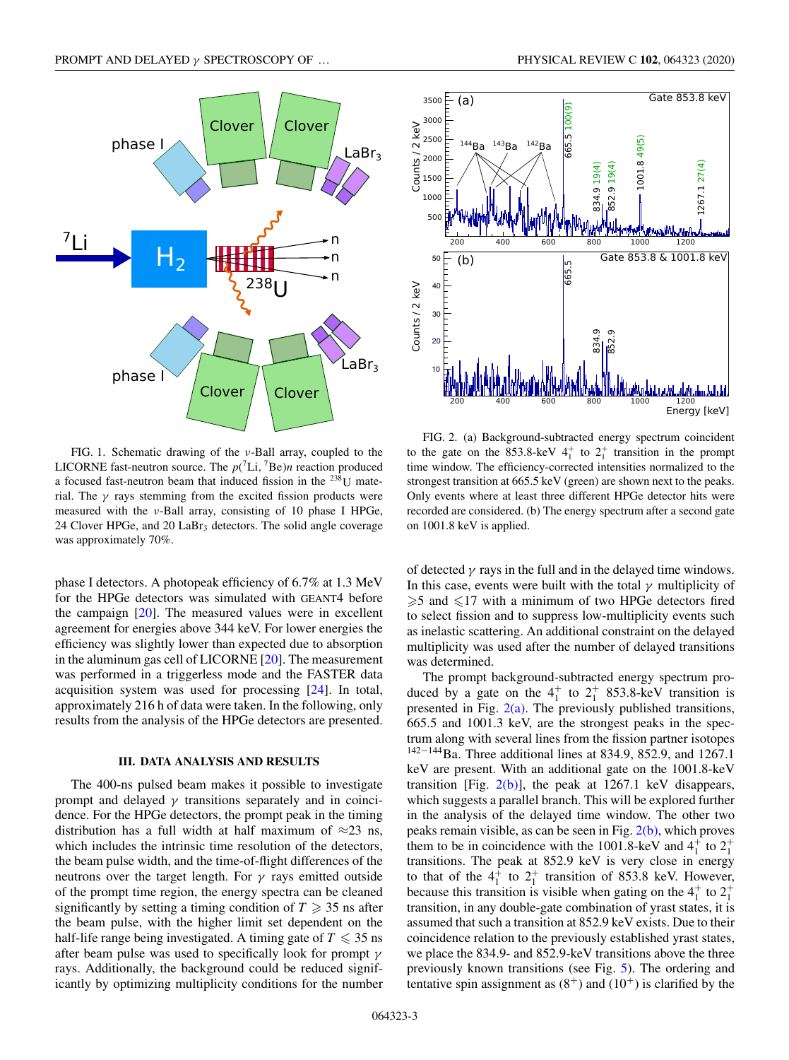FIG. 1. Schematic drawing of the $\nu$-Ball array, coupled to the LICORNE fast-neutron source. The $p(^{7}\text{Li}, ^{7}\text{Be})n$ reaction produced a focused fast-neutron beam that induced fission in the $^{238}$U material. The $\gamma$ rays stemming from the excited fission products were measured with the $\nu$-Ball array, consisting of 10 phase I HPGe, 24 Clover HPGe, and 20 $LaBr_3$ detectors. The solid angle coverage was approximately 70%.

phase I detectors. A photopeak efficiency of 6.7% at 1.3 MeV for the HPGe detectors was simulated with GEANT4 before the campaign [20]. The measured values were in excellent agreement for energies above 344 keV. For lower energies the efficiency was slightly lower than expected due to absorption in the aluminum gas cell of LICORNE [20]. The measurement was performed in a triggerless mode and the FASTER data acquisition system was used for processing [24]. In total, approximately 216 h of data were taken. In the following, only results from the analysis of the HPGe detectors are presented.

## III. DATA ANALYSIS AND RESULTS

The 400-ns pulsed beam makes it possible to investigate prompt and delayed $\gamma$ transitions separately and in coincidence. For the HPGe detectors, the prompt peak in the timing distribution has a full width at half maximum of $\approx$23 ns, which includes the intrinsic time resolution of the detectors, the beam pulse width, and the time-of-flight differences of the neutrons over the target length. For $\gamma$ rays emitted outside of the prompt time region, the energy spectra can be cleaned significantly by setting a timing condition of $T \geqslant 35$ ns after the beam pulse, with the higher limit set dependent on the half-life range being investigated. A timing gate of $T \leqslant 35$ ns after beam pulse was used to specifically look for prompt $\gamma$ rays. Additionally, the background could be reduced significantly by optimizing multiplicity conditions for the number of detected $\gamma$ rays in the full and in the delayed time windows. In this case, events were built with the total $\gamma$ multiplicity of $\geqslant$5 and $\leqslant$17 with a minimum of two HPGe detectors fired to select fission and to suppress low-multiplicity events such as inelastic scattering. An additional constraint on the delayed multiplicity was used after the number of delayed transitions was determined.

FIG. 2. (a) Background-subtracted energy spectrum coincident to the gate on the 853.8-keV $4_1^+$ to $2_1^+$ transition in the prompt time window. The efficiency-corrected intensities normalized to the strongest transition at 665.5 keV (green) are shown next to the peaks. Only events where at least three different HPGe detector hits were recorded are considered. (b) The energy spectrum after a second gate on 1001.8 keV is applied.

The prompt background-subtracted energy spectrum produced by a gate on the $4_1^+$ to $2_1^+$ 853.8-keV transition is presented in Fig. 2(a). The previously published transitions, 665.5 and 1001.3 keV, are the strongest peaks in the spectrum along with several lines from the fission partner isotopes $^{142-144}$Ba. Three additional lines at 834.9, 852.9, and 1267.1 keV are present. With an additional gate on the 1001.8-keV transition [Fig. 2(b)], the peak at 1267.1 keV disappears, which suggests a parallel branch. This will be explored further in the analysis of the delayed time window. The other two peaks remain visible, as can be seen in Fig. 2(b), which proves them to be in coincidence with the 1001.8-keV and $4_1^+$ to $2_1^+$ transitions. The peak at 852.9 keV is very close in energy to that of the $4_1^+$ to $2_1^+$ transition of 853.8 keV. However, because this transition is visible when gating on the $4_1^+$ to $2_1^+$ transition, in any double-gate combination of yrast states, it is assumed that such a transition at 852.9 keV exists. Due to their coincidence relation to the previously established yrast states, we place the 834.9- and 852.9-keV transitions above the three previously known transitions (see Fig. 5). The ordering and tentative spin assignment as $(8^+)$ and $(10^+)$ is clarified by the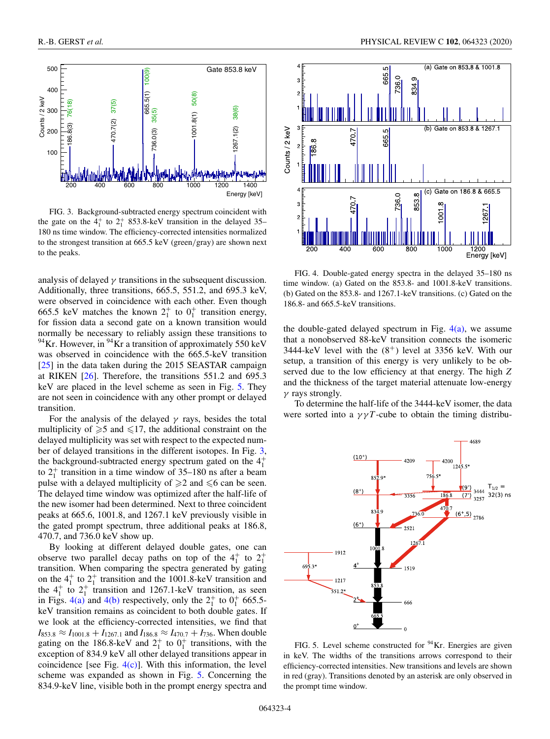FIG. 3. Background-subtracted energy spectrum coincident with the gate on the $4_1^+$ to $2_1^+$ 853.8-keV transition in the delayed 35–180 ns time window. The efficiency-corrected intensities normalized to the strongest transition at 665.5 keV (green/gray) are shown next to the peaks.

analysis of delayed $\gamma$ transitions in the subsequent discussion. Additionally, three transitions, 665.5, 551.2, and 695.3 keV, were observed in coincidence with each other. Even though 665.5 keV matches the known $2_1^+$ to $0_1^+$ transition energy, for fission data a second gate on a known transition would normally be necessary to reliably assign these transitions to $^{94}$Kr. However, in $^{94}$Kr a transition of approximately 550 keV was observed in coincidence with the 665.5-keV transition [25] in the data taken during the 2015 SEASTAR campaign at RIKEN [26]. Therefore, the transitions 551.2 and 695.3 keV are placed in the level scheme as seen in Fig. 5. They are not seen in coincidence with any other prompt or delayed transition.

For the analysis of the delayed $\gamma$ rays, besides the total multiplicity of $\geqslant 5$ and $\leqslant 17$, the additional constraint on the delayed multiplicity was set with respect to the expected number of delayed transitions in the different isotopes. In Fig. 3, the background-subtracted energy spectrum gated on the $4_1^+$ to $2_1^+$ transition in a time window of 35–180 ns after a beam pulse with a delayed multiplicity of $\geqslant 2$ and $\leqslant 6$ can be seen. The delayed time window was optimized after the half-life of the new isomer had been determined. Next to three coincident peaks at 665.6, 1001.8, and 1267.1 keV previously visible in the gated prompt spectrum, three additional peaks at 186.8, 470.7, and 736.0 keV show up.

By looking at different delayed double gates, one can observe two parallel decay paths on top of the $4_1^+$ to $2_1^+$ transition. When comparing the spectra generated by gating on the $4_1^+$ to $2_1^+$ transition and the 1001.8-keV transition and the $4_1^+$ to $2_1^+$ transition and 1267.1-keV transition, as seen in Figs. 4(a) and 4(b) respectively, only the $2_1^+$ to $0_1^+$ 665.5-keV transition remains as coincident to both double gates. If we look at the efficiency-corrected intensities, we find that $I_{853.8} \approx I_{1001.8} + I_{1267.1}$ and $I_{186.8} \approx I_{470.7} + I_{736}$. When double gating on the 186.8-keV and $2_1^+$ to $0_1^+$ transitions, with the exception of 834.9 keV all other delayed transitions appear in coincidence [see Fig. 4(c)]. With this information, the level scheme was expanded as shown in Fig. 5. Concerning the 834.9-keV line, visible both in the prompt energy spectra and the double-gated delayed spectrum in Fig. 4(a), we assume that a nonobserved 88-keV transition connects the isomeric 3444-keV level with the $(8^+)$ level at 3356 keV. With our setup, a transition of this energy is very unlikely to be observed due to the low efficiency at that energy. The high $Z$ and the thickness of the target material attenuate low-energy $\gamma$ rays strongly.

To determine the half-life of the 3444-keV isomer, the data were sorted into a $\gamma\gamma T$-cube to obtain the timing distribu-

FIG. 4. Double-gated energy spectra in the delayed 35–180 ns time window. (a) Gated on the 853.8- and 1001.8-keV transitions. (b) Gated on the 853.8- and 1267.1-keV transitions. (c) Gated on the 186.8- and 665.5-keV transitions.

FIG. 5. Level scheme constructed for $^{94}$Kr. Energies are given in keV. The widths of the transitions arrows correspond to their efficiency-corrected intensities. New transitions and levels are shown in red (gray). Transitions denoted by an asterisk are only observed in the prompt time window.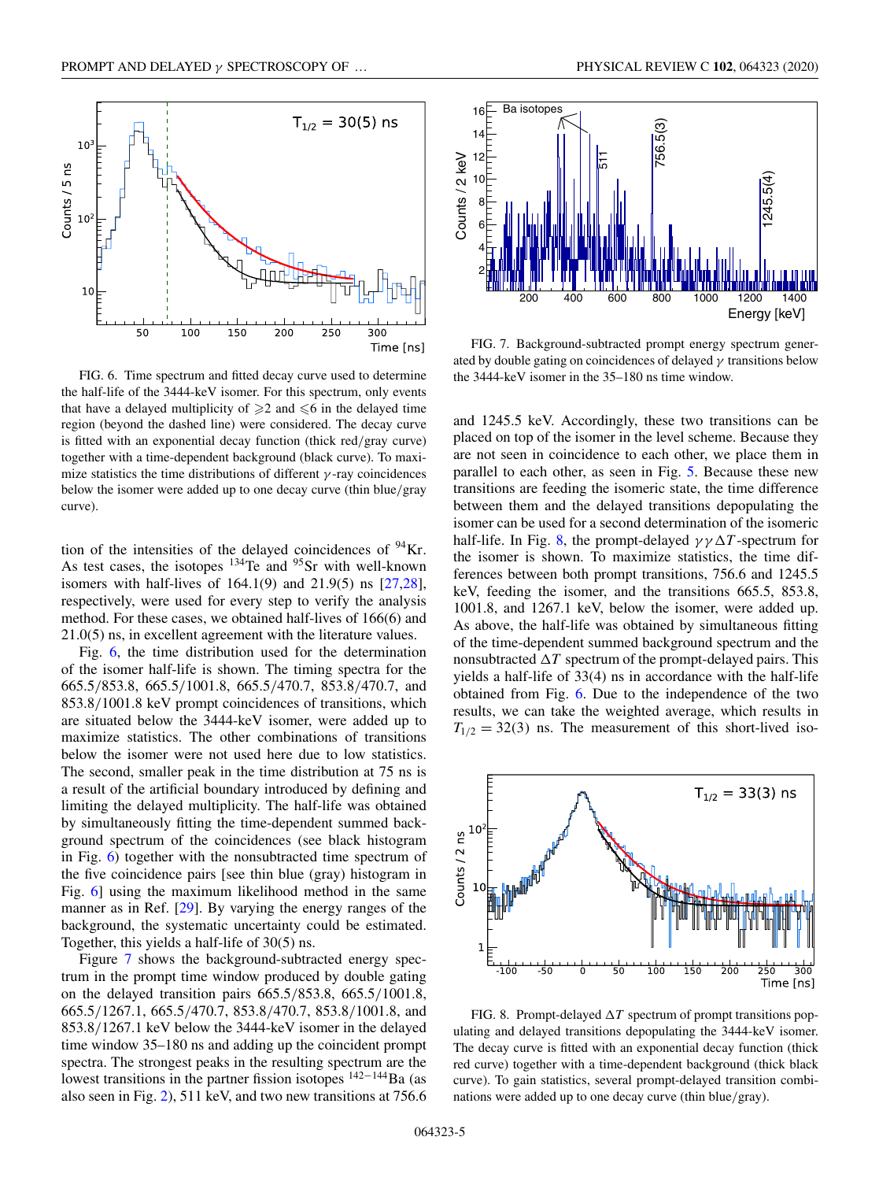FIG. 6. Time spectrum and fitted decay curve used to determine the half-life of the 3444-keV isomer. For this spectrum, only events that have a delayed multiplicity of ⩾2 and ⩽6 in the delayed time region (beyond the dashed line) were considered. The decay curve is fitted with an exponential decay function (thick red/gray curve) together with a time-dependent background (black curve). To maximize statistics the time distributions of different $\gamma$-ray coincidences below the isomer were added up to one decay curve (thin blue/gray curve).

tion of the intensities of the delayed coincidences of $^{94}$Kr. As test cases, the isotopes $^{134}$Te and $^{95}$Sr with well-known isomers with half-lives of 164.1(9) and 21.9(5) ns [27,28], respectively, were used for every step to verify the analysis method. For these cases, we obtained half-lives of 166(6) and 21.0(5) ns, in excellent agreement with the literature values.

Fig. 6, the time distribution used for the determination of the isomer half-life is shown. The timing spectra for the 665.5/853.8, 665.5/1001.8, 665.5/470.7, 853.8/470.7, and 853.8/1001.8 keV prompt coincidences of transitions, which are situated below the 3444-keV isomer, were added up to maximize statistics. The other combinations of transitions below the isomer were not used here due to low statistics. The second, smaller peak in the time distribution at 75 ns is a result of the artificial boundary introduced by defining and limiting the delayed multiplicity. The half-life was obtained by simultaneously fitting the time-dependent summed background spectrum of the coincidences (see black histogram in Fig. 6) together with the nonsubtracted time spectrum of the five coincidence pairs [see thin blue (gray) histogram in Fig. 6] using the maximum likelihood method in the same manner as in Ref. [29]. By varying the energy ranges of the background, the systematic uncertainty could be estimated. Together, this yields a half-life of 30(5) ns.

Figure 7 shows the background-subtracted energy spectrum in the prompt time window produced by double gating on the delayed transition pairs 665.5/853.8, 665.5/1001.8, 665.5/1267.1, 665.5/470.7, 853.8/470.7, 853.8/1001.8, and 853.8/1267.1 keV below the 3444-keV isomer in the delayed time window 35–180 ns and adding up the coincident prompt spectra. The strongest peaks in the resulting spectrum are the lowest transitions in the partner fission isotopes $^{142-144}$Ba (as also seen in Fig. 2), 511 keV, and two new transitions at 756.6 and 1245.5 keV. Accordingly, these two transitions can be placed on top of the isomer in the level scheme. Because they are not seen in coincidence to each other, we place them in parallel to each other, as seen in Fig. 5. Because these new transitions are feeding the isomeric state, the time difference between them and the delayed transitions depopulating the isomer can be used for a second determination of the isomeric half-life. In Fig. 8, the prompt-delayed $\gamma\gamma\Delta T$-spectrum for the isomer is shown. To maximize statistics, the time differences between both prompt transitions, 756.6 and 1245.5 keV, feeding the isomer, and the transitions 665.5, 853.8, 1001.8, and 1267.1 keV, below the isomer, were added up. As above, the half-life was obtained by simultaneous fitting of the time-dependent summed background spectrum and the nonsubtracted $\Delta T$ spectrum of the prompt-delayed pairs. This yields a half-life of 33(4) ns in accordance with the half-life obtained from Fig. 6. Due to the independence of the two results, we can take the weighted average, which results in $T_{1/2} = 32(3)$ ns. The measurement of this short-lived iso-

FIG. 7. Background-subtracted prompt energy spectrum generated by double gating on coincidences of delayed $\gamma$ transitions below the 3444-keV isomer in the 35–180 ns time window.

FIG. 8. Prompt-delayed $\Delta T$ spectrum of prompt transitions populating and delayed transitions depopulating the 3444-keV isomer. The decay curve is fitted with an exponential decay function (thick red curve) together with a time-dependent background (thick black curve). To gain statistics, several prompt-delayed transition combinations were added up to one decay curve (thin blue/gray).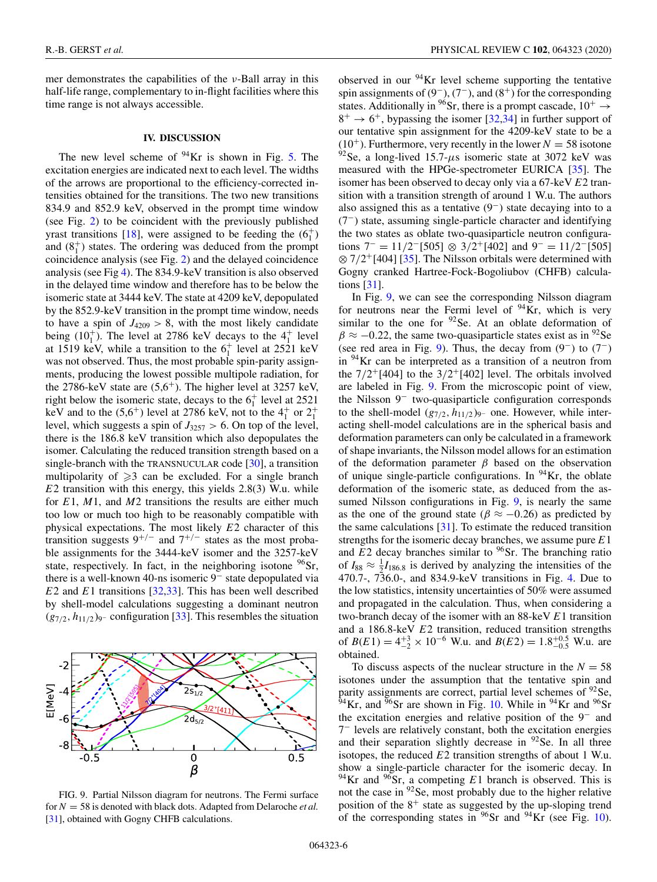mer demonstrates the capabilities of the $\nu$-Ball array in this half-life range, complementary to in-flight facilities where this time range is not always accessible.

## IV. DISCUSSION

The new level scheme of $^{94}$Kr is shown in Fig. 5. The excitation energies are indicated next to each level. The widths of the arrows are proportional to the efficiency-corrected intensities obtained for the transitions. The two new transitions 834.9 and 852.9 keV, observed in the prompt time window (see Fig. 2) to be coincident with the previously published yrast transitions [18], were assigned to be feeding the $(6_1^+)$ and $(8_1^+)$ states. The ordering was deduced from the prompt coincidence analysis (see Fig. 2) and the delayed coincidence analysis (see Fig 4). The 834.9-keV transition is also observed in the delayed time window and therefore has to be below the isomeric state at 3444 keV. The state at 4209 keV, depopulated by the 852.9-keV transition in the prompt time window, needs to have a spin of $J_{4209} > 8$, with the most likely candidate being $(10_1^+)$. The level at 2786 keV decays to the $4_1^+$ level at 1519 keV, while a transition to the $6_1^+$ level at 2521 keV was not observed. Thus, the most probable spin-parity assignments, producing the lowest possible multipole radiation, for the 2786-keV state are $(5{,}6^+)$. The higher level at 3257 keV, right below the isomeric state, decays to the $6_1^+$ level at 2521 keV and to the $(5{,}6^+)$ level at 2786 keV, not to the $4_1^+$ or $2_1^+$ level, which suggests a spin of $J_{3257} > 6$. On top of the level, there is the 186.8 keV transition which also depopulates the isomer. Calculating the reduced transition strength based on a single-branch with the TRANSNUCULAR code [30], a transition multipolarity of $\geqslant 3$ can be excluded. For a single branch $E2$ transition with this energy, this yields 2.8(3) W.u. while for $E1$, $M1$, and $M2$ transitions the results are either much too low or much too high to be reasonably compatible with physical expectations. The most likely $E2$ character of this transition suggests $9^{+/-}$ and $7^{+/-}$ states as the most probable assignments for the 3444-keV isomer and the 3257-keV state, respectively. In fact, in the neighboring isotope $^{96}$Sr, there is a well-known 40-ns isomeric $9^-$ state depopulated via $E2$ and $E1$ transitions [32,33]. This has been well described by shell-model calculations suggesting a dominant neutron $(g_{7/2}, h_{11/2})_{9^-}$ configuration [33]. This resembles the situation observed in our $^{94}$Kr level scheme supporting the tentative spin assignments of $(9^-)$, $(7^-)$, and $(8^+)$ for the corresponding states. Additionally in $^{96}$Sr, there is a prompt cascade, $10^+ \rightarrow 8^+ \rightarrow 6^+$, bypassing the isomer [32,34] in further support of our tentative spin assignment for the 4209-keV state to be a $(10^+)$. Furthermore, very recently in the lower $N = 58$ isotope $^{92}$Se, a long-lived 15.7-$\mu$s isomeric state at 3072 keV was measured with the HPGe-spectrometer EURICA [35]. The isomer has been observed to decay only via a 67-keV $E2$ transition with a transition strength of around 1 W.u. The authors also assigned this as a tentative $(9^-)$ state decaying into to a $(7^-)$ state, assuming single-particle character and identifying the two states as oblate two-quasiparticle neutron configurations $7^- = 11/2^-[505] \otimes 3/2^+[402]$ and $9^- = 11/2^-[505] \otimes 7/2^+[404]$ [35]. The Nilsson orbitals were determined with Gogny cranked Hartree-Fock-Bogoliubov (CHFB) calculations [31].

FIG. 9. Partial Nilsson diagram for neutrons. The Fermi surface for $N = 58$ is denoted with black dots. Adapted from Delaroche *et al.* [31], obtained with Gogny CHFB calculations.

In Fig. 9, we can see the corresponding Nilsson diagram for neutrons near the Fermi level of $^{94}$Kr, which is very similar to the one for $^{92}$Se. At an oblate deformation of $\beta \approx -0.22$, the same two-quasiparticle states exist as in $^{92}$Se (see red area in Fig. 9). Thus, the decay from $(9^-)$ to $(7^-)$ in $^{94}$Kr can be interpreted as a transition of a neutron from the $7/2^+[404]$ to the $3/2^+[402]$ level. The orbitals involved are labeled in Fig. 9. From the microscopic point of view, the Nilsson $9^-$ two-quasiparticle configuration corresponds to the shell-model $(g_{7/2}, h_{11/2})_{9^-}$ one. However, while interacting shell-model calculations are in the spherical basis and deformation parameters can only be calculated in a framework of shape invariants, the Nilsson model allows for an estimation of the deformation parameter $\beta$ based on the observation of unique single-particle configurations. In $^{94}$Kr, the oblate deformation of the isomeric state, as deduced from the assumed Nilsson configurations in Fig. 9, is nearly the same as the one of the ground state ($\beta \approx -0.26$) as predicted by the same calculations [31]. To estimate the reduced transition strengths for the isomeric decay branches, we assume pure $E1$ and $E2$ decay branches similar to $^{96}$Sr. The branching ratio of $I_{88} \approx \frac{1}{2} I_{186.8}$ is derived by analyzing the intensities of the 470.7-, 736.0-, and 834.9-keV transitions in Fig. 4. Due to the low statistics, intensity uncertainties of 50% were assumed and propagated in the calculation. Thus, when considering a two-branch decay of the isomer with an 88-keV $E1$ transition and a 186.8-keV $E2$ transition, reduced transition strengths of $B(E1) = 4^{+3}_{-2} \times 10^{-6}$ W.u. and $B(E2) = 1.8^{+0.5}_{-0.5}$ W.u. are obtained.

To discuss aspects of the nuclear structure in the $N = 58$ isotones under the assumption that the tentative spin and parity assignments are correct, partial level schemes of $^{92}$Se, $^{94}$Kr, and $^{96}$Sr are shown in Fig. 10. While in $^{94}$Kr and $^{96}$Sr the excitation energies and relative position of the $9^-$ and $7^-$ levels are relatively constant, both the excitation energies and their separation slightly decrease in $^{92}$Se. In all three isotopes, the reduced $E2$ transition strengths of about 1 W.u. show a single-particle character for the isomeric decay. In $^{94}$Kr and $^{96}$Sr, a competing $E1$ branch is observed. This is not the case in $^{92}$Se, most probably due to the higher relative position of the $8^+$ state as suggested by the up-sloping trend of the corresponding states in $^{96}$Sr and $^{94}$Kr (see Fig. 10).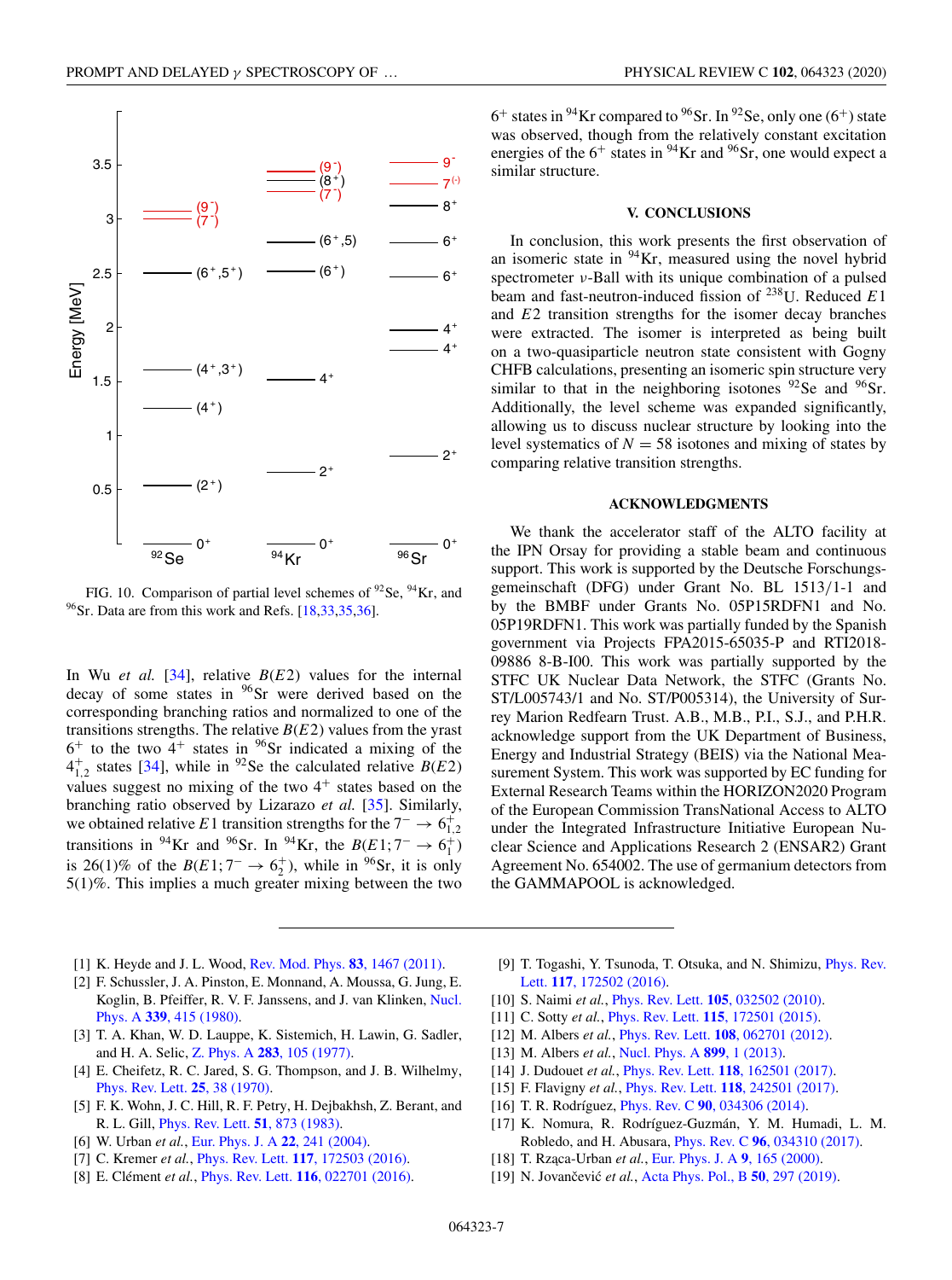FIG. 10. Comparison of partial level schemes of $^{92}$Se, $^{94}$Kr, and $^{96}$Sr. Data are from this work and Refs. [18,33,35,36].

In Wu *et al.* [34], relative $B(E2)$ values for the internal decay of some states in $^{96}$Sr were derived based on the corresponding branching ratios and normalized to one of the transitions strengths. The relative $B(E2)$ values from the yrast $6^+$ to the two $4^+$ states in $^{96}$Sr indicated a mixing of the $4^+_{1,2}$ states [34], while in $^{92}$Se the calculated relative $B(E2)$ values suggest no mixing of the two $4^+$ states based on the branching ratio observed by Lizarazo *et al.* [35]. Similarly, we obtained relative $E1$ transition strengths for the $7^- \rightarrow 6^+_{1,2}$ transitions in $^{94}$Kr and $^{96}$Sr. In $^{94}$Kr, the $B(E1; 7^- \rightarrow 6^+_1)$ is 26(1)% of the $B(E1; 7^- \rightarrow 6^+_2)$, while in $^{96}$Sr, it is only 5(1)%. This implies a much greater mixing between the two $6^+$ states in $^{94}$Kr compared to $^{96}$Sr. In $^{92}$Se, only one $(6^+)$ state was observed, though from the relatively constant excitation energies of the $6^+$ states in $^{94}$Kr and $^{96}$Sr, one would expect a similar structure.

## V. CONCLUSIONS

In conclusion, this work presents the first observation of an isomeric state in $^{94}$Kr, measured using the novel hybrid spectrometer $\nu$-Ball with its unique combination of a pulsed beam and fast-neutron-induced fission of $^{238}$U. Reduced $E1$ and $E2$ transition strengths for the isomer decay branches were extracted. The isomer is interpreted as being built on a two-quasiparticle neutron state consistent with Gogny CHFB calculations, presenting an isomeric spin structure very similar to that in the neighboring isotones $^{92}$Se and $^{96}$Sr. Additionally, the level scheme was expanded significantly, allowing us to discuss nuclear structure by looking into the level systematics of $N = 58$ isotones and mixing of states by comparing relative transition strengths.

## ACKNOWLEDGMENTS

We thank the accelerator staff of the ALTO facility at the IPN Orsay for providing a stable beam and continuous support. This work is supported by the Deutsche Forschungsgemeinschaft (DFG) under Grant No. BL 1513/1-1 and by the BMBF under Grants No. 05P15RDFN1 and No. 05P19RDFN1. This work was partially funded by the Spanish government via Projects FPA2015-65035-P and RTI2018-09886 8-B-I00. This work was partially supported by the STFC UK Nuclear Data Network, the STFC (Grants No. ST/L005743/1 and No. ST/P005314), the University of Surrey Marion Redfearn Trust. A.B., M.B., P.I., S.J., and P.H.R. acknowledge support from the UK Department of Business, Energy and Industrial Strategy (BEIS) via the National Measurement System. This work was supported by EC funding for External Research Teams within the HORIZON2020 Program of the European Commission TransNational Access to ALTO under the Integrated Infrastructure Initiative European Nuclear Science and Applications Research 2 (ENSAR2) Grant Agreement No. 654002. The use of germanium detectors from the GAMMAPOOL is acknowledged.

---

[1] K. Heyde and J. L. Wood, Rev. Mod. Phys. **83**, 1467 (2011).

[2] F. Schussler, J. A. Pinston, E. Monnand, A. Moussa, G. Jung, E. Koglin, B. Pfeiffer, R. V. F. Janssens, and J. van Klinken, Nucl. Phys. A **339**, 415 (1980).

[3] T. A. Khan, W. D. Lauppe, K. Sistemich, H. Lawin, G. Sadler, and H. A. Selic, Z. Phys. A **283**, 105 (1977).

[4] E. Cheifetz, R. C. Jared, S. G. Thompson, and J. B. Wilhelmy, Phys. Rev. Lett. **25**, 38 (1970).

[5] F. K. Wohn, J. C. Hill, R. F. Petry, H. Dejbakhsh, Z. Berant, and R. L. Gill, Phys. Rev. Lett. **51**, 873 (1983).

[6] W. Urban *et al.*, Eur. Phys. J. A **22**, 241 (2004).

[7] C. Kremer *et al.*, Phys. Rev. Lett. **117**, 172503 (2016).

[8] E. Clément *et al.*, Phys. Rev. Lett. **116**, 022701 (2016).

[9] T. Togashi, Y. Tsunoda, T. Otsuka, and N. Shimizu, Phys. Rev. Lett. **117**, 172502 (2016).

[10] S. Naimi *et al.*, Phys. Rev. Lett. **105**, 032502 (2010).

[11] C. Sotty *et al.*, Phys. Rev. Lett. **115**, 172501 (2015).

[12] M. Albers *et al.*, Phys. Rev. Lett. **108**, 062701 (2012).

[13] M. Albers *et al.*, Nucl. Phys. A **899**, 1 (2013).

[14] J. Dudouet *et al.*, Phys. Rev. Lett. **118**, 162501 (2017).

[15] F. Flavigny *et al.*, Phys. Rev. Lett. **118**, 242501 (2017).

[16] T. R. Rodríguez, Phys. Rev. C **90**, 034306 (2014).

[17] K. Nomura, R. Rodríguez-Guzmán, Y. M. Humadi, L. M. Robledo, and H. Abusara, Phys. Rev. C **96**, 034310 (2017).

[18] T. Rzący-Urban *et al.*, Eur. Phys. J. A **9**, 165 (2000).

[19] N. Jovančević *et al.*, Acta Phys. Pol., B **50**, 297 (2019).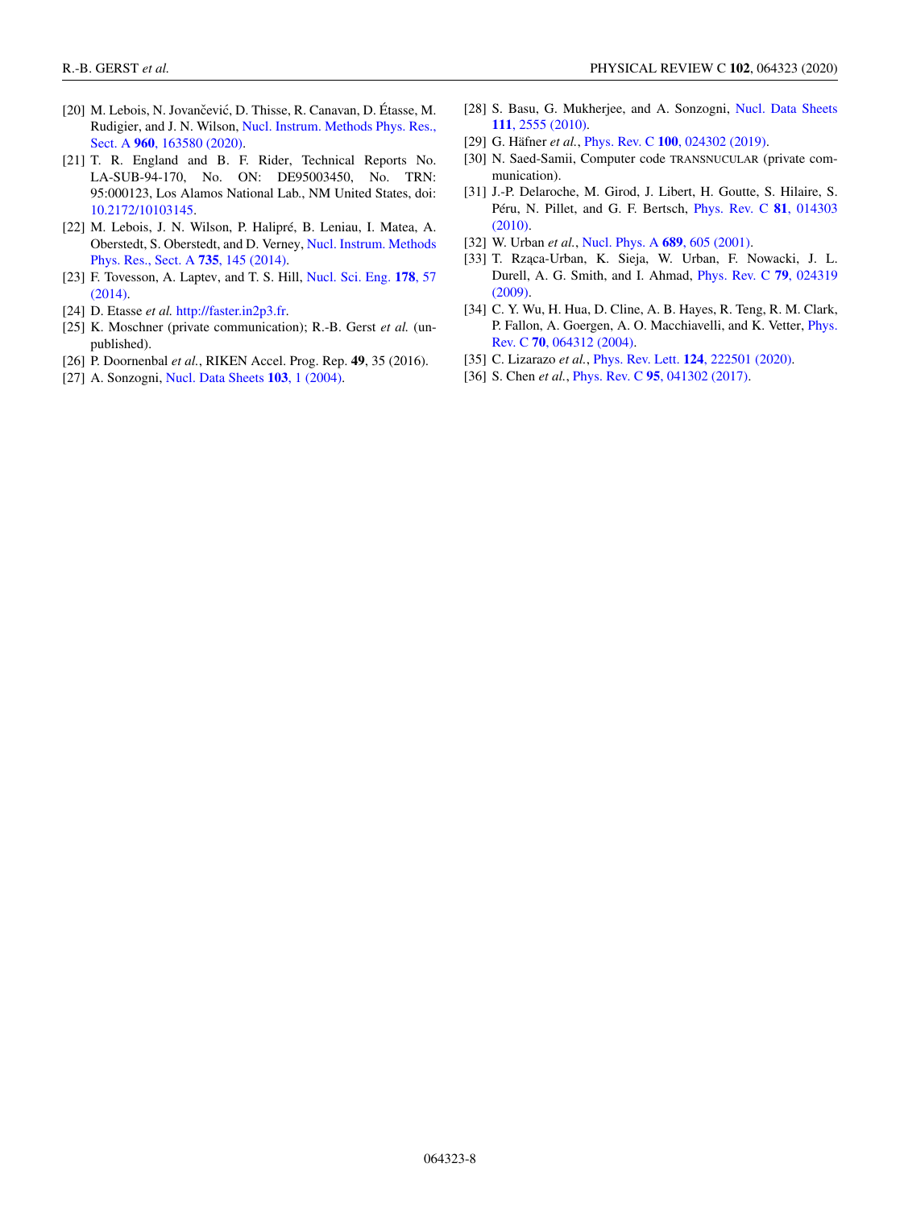[20] M. Lebois, N. Jovančević, D. Thisse, R. Canavan, D. Étasse, M. Rudigier, and J. N. Wilson, Nucl. Instrum. Methods Phys. Res., Sect. A **960**, 163580 (2020).

[21] T. R. England and B. F. Rider, Technical Reports No. LA-SUB-94-170, No. ON: DE95003450, No. TRN: 95:000123, Los Alamos National Lab., NM United States, doi: 10.2172/10103145.

[22] M. Lebois, J. N. Wilson, P. Halipré, B. Leniau, I. Matea, A. Oberstedt, S. Oberstedt, and D. Verney, Nucl. Instrum. Methods Phys. Res., Sect. A **735**, 145 (2014).

[23] F. Tovesson, A. Laptev, and T. S. Hill, Nucl. Sci. Eng. **178**, 57 (2014).

[24] D. Etasse *et al.* http://faster.in2p3.fr.

[25] K. Moschner (private communication); R.-B. Gerst *et al.* (unpublished).

[26] P. Doornenbal *et al.*, RIKEN Accel. Prog. Rep. **49**, 35 (2016).

[27] A. Sonzogni, Nucl. Data Sheets **103**, 1 (2004).

[28] S. Basu, G. Mukherjee, and A. Sonzogni, Nucl. Data Sheets **111**, 2555 (2010).

[29] G. Häfner *et al.*, Phys. Rev. C **100**, 024302 (2019).

[30] N. Saed-Samii, Computer code TRANSNUCULAR (private communication).

[31] J.-P. Delaroche, M. Girod, J. Libert, H. Goutte, S. Hilaire, S. Péru, N. Pillet, and G. F. Bertsch, Phys. Rev. C **81**, 014303 (2010).

[32] W. Urban *et al.*, Nucl. Phys. A **689**, 605 (2001).

[33] T. Rząca-Urban, K. Sieja, W. Urban, F. Nowacki, J. L. Durell, A. G. Smith, and I. Ahmad, Phys. Rev. C **79**, 024319 (2009).

[34] C. Y. Wu, H. Hua, D. Cline, A. B. Hayes, R. Teng, R. M. Clark, P. Fallon, A. Goergen, A. O. Macchiavelli, and K. Vetter, Phys. Rev. C **70**, 064312 (2004).

[35] C. Lizarazo *et al.*, Phys. Rev. Lett. **124**, 222501 (2020).

[36] S. Chen *et al.*, Phys. Rev. C **95**, 041302 (2017).